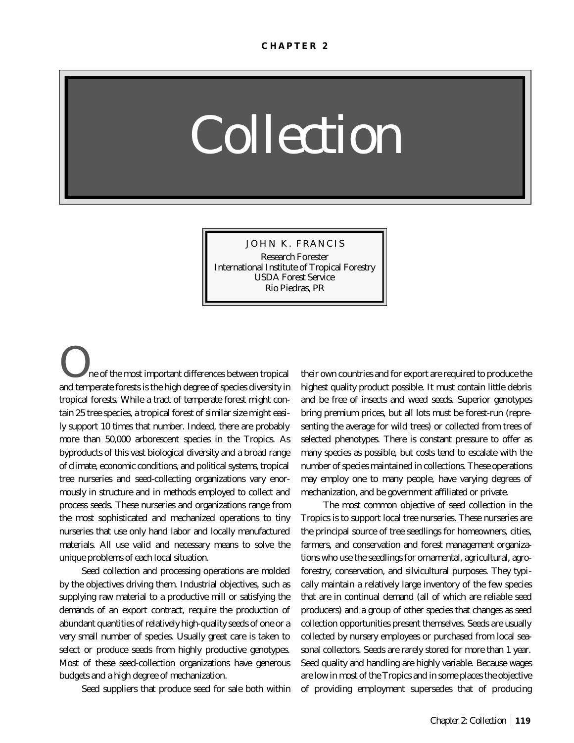**CHAPTER 2**

# Collection

JOHN K. FRANCIS
Research Forester
International Institute of Tropical Forestry
USDA Forest Service
Rio Piedras, PR

One of the most important differences between tropical and temperate forests is the high degree of species diversity in tropical forests. While a tract of temperate forest might contain 25 tree species, a tropical forest of similar size might easily support 10 times that number. Indeed, there are probably more than 50,000 arborescent species in the Tropics. As byproducts of this vast biological diversity and a broad range of climate, economic conditions, and political systems, tropical tree nurseries and seed-collecting organizations vary enormously in structure and in methods employed to collect and process seeds. These nurseries and organizations range from the most sophisticated and mechanized operations to tiny nurseries that use only hand labor and locally manufactured materials. All use valid and necessary means to solve the unique problems of each local situation.

Seed collection and processing operations are molded by the objectives driving them. Industrial objectives, such as supplying raw material to a productive mill or satisfying the demands of an export contract, require the production of abundant quantities of relatively high-quality seeds of one or a very small number of species. Usually great care is taken to select or produce seeds from highly productive genotypes. Most of these seed-collection organizations have generous budgets and a high degree of mechanization.

Seed suppliers that produce seed for sale both within their own countries and for export are required to produce the highest quality product possible. It must contain little debris and be free of insects and weed seeds. Superior genotypes bring premium prices, but all lots must be forest-run (representing the average for wild trees) or collected from trees of selected phenotypes. There is constant pressure to offer as many species as possible, but costs tend to escalate with the number of species maintained in collections. These operations may employ one to many people, have varying degrees of mechanization, and be government affiliated or private.

The most common objective of seed collection in the Tropics is to support local tree nurseries. These nurseries are the principal source of tree seedlings for homeowners, cities, farmers, and conservation and forest management organizations who use the seedlings for ornamental, agricultural, agroforestry, conservation, and silvicultural purposes. They typically maintain a relatively large inventory of the few species that are in continual demand (all of which are reliable seed producers) and a group of other species that changes as seed collection opportunities present themselves. Seeds are usually collected by nursery employees or purchased from local seasonal collectors. Seeds are rarely stored for more than 1 year. Seed quality and handling are highly variable. Because wages are low in most of the Tropics and in some places the objective of providing employment supersedes that of producing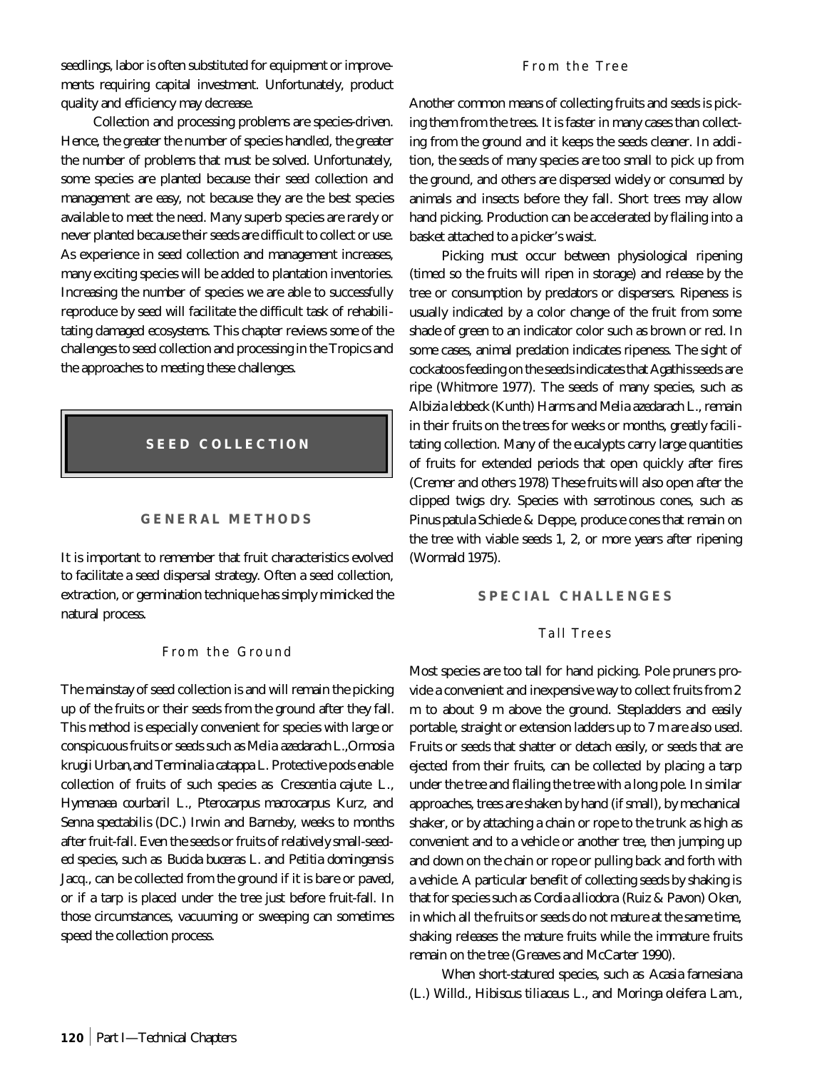seedlings, labor is often substituted for equipment or improvements requiring capital investment. Unfortunately, product quality and efficiency may decrease.

Collection and processing problems are species-driven. Hence, the greater the number of species handled, the greater the number of problems that must be solved. Unfortunately, some species are planted because their seed collection and management are easy, not because they are the best species available to meet the need. Many superb species are rarely or never planted because their seeds are difficult to collect or use. As experience in seed collection and management increases, many exciting species will be added to plantation inventories. Increasing the number of species we are able to successfully reproduce by seed will facilitate the difficult task of rehabilitating damaged ecosystems. This chapter reviews some of the challenges to seed collection and processing in the Tropics and the approaches to meeting these challenges.

## SEED COLLECTION

### GENERAL METHODS

It is important to remember that fruit characteristics evolved to facilitate a seed dispersal strategy. Often a seed collection, extraction, or germination technique has simply mimicked the natural process.

#### From the Ground

The mainstay of seed collection is and will remain the picking up of the fruits or their seeds from the ground after they fall. This method is especially convenient for species with large or conspicuous fruits or seeds such as *Melia azedarach* L., *Ormosia krugii* Urban, and *Terminalia catappa* L. Protective pods enable collection of fruits of such species as *Crescentia cajute* L., *Hymenaea courbaril* L., *Pterocarpus macrocarpus* Kurz, and *Senna spectabilis* (DC.) Irwin and Barneby, weeks to months after fruit-fall. Even the seeds or fruits of relatively small-seeded species, such as *Bucida buceras* L. and *Petitia domingensis* Jacq., can be collected from the ground if it is bare or paved, or if a tarp is placed under the tree just before fruit-fall. In those circumstances, vacuuming or sweeping can sometimes speed the collection process.

#### From the Tree

Another common means of collecting fruits and seeds is picking them from the trees. It is faster in many cases than collecting from the ground and it keeps the seeds cleaner. In addition, the seeds of many species are too small to pick up from the ground, and others are dispersed widely or consumed by animals and insects before they fall. Short trees may allow hand picking. Production can be accelerated by flailing into a basket attached to a picker's waist.

Picking must occur between physiological ripening (timed so the fruits will ripen in storage) and release by the tree or consumption by predators or dispersers. Ripeness is usually indicated by a color change of the fruit from some shade of green to an indicator color such as brown or red. In some cases, animal predation indicates ripeness. The sight of cockatoos feeding on the seeds indicates that *Agathis* seeds are ripe (Whitmore 1977). The seeds of many species, such as *Albizia lebbeck* (Kunth) Harms and *Melia azedarach* L., remain in their fruits on the trees for weeks or months, greatly facilitating collection. Many of the eucalypts carry large quantities of fruits for extended periods that open quickly after fires (Cremer and others 1978) These fruits will also open after the clipped twigs dry. Species with serrotinous cones, such as *Pinus patula* Schiede & Deppe, produce cones that remain on the tree with viable seeds 1, 2, or more years after ripening (Wormald 1975).

### SPECIAL CHALLENGES

#### Tall Trees

Most species are too tall for hand picking. Pole pruners provide a convenient and inexpensive way to collect fruits from 2 m to about 9 m above the ground. Stepladders and easily portable, straight or extension ladders up to 7 m are also used. Fruits or seeds that shatter or detach easily, or seeds that are ejected from their fruits, can be collected by placing a tarp under the tree and flailing the tree with a long pole. In similar approaches, trees are shaken by hand (if small), by mechanical shaker, or by attaching a chain or rope to the trunk as high as convenient and to a vehicle or another tree, then jumping up and down on the chain or rope or pulling back and forth with a vehicle. A particular benefit of collecting seeds by shaking is that for species such as *Cordia alliodora* (Ruiz & Pavon) Oken, in which all the fruits or seeds do not mature at the same time, shaking releases the mature fruits while the immature fruits remain on the tree (Greaves and McCarter 1990).

When short-statured species, such as *Acasia farnesiana* (L.) Willd., *Hibiscus tiliaceus* L., and *Moringa oleifera* Lam.,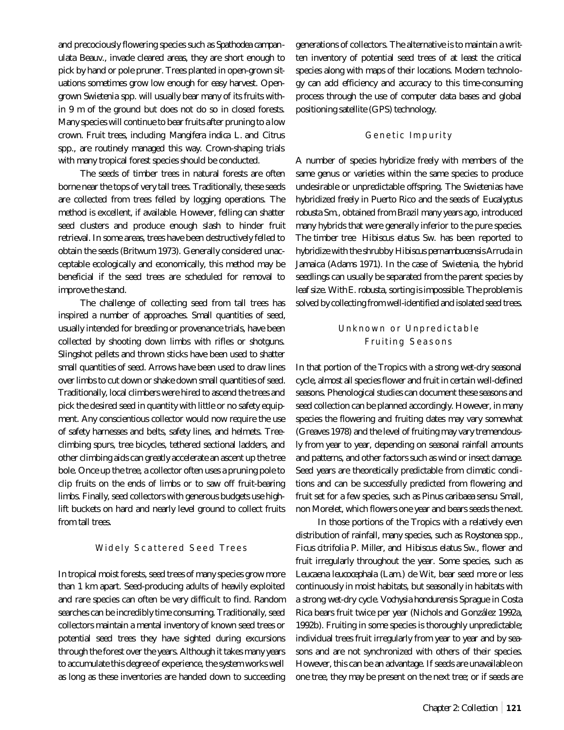and precociously flowering species such as *Spathodea campanulata* Beauv., invade cleared areas, they are short enough to pick by hand or pole pruner. Trees planted in open-grown situations sometimes grow low enough for easy harvest. Open-grown *Swietenia* spp. will usually bear many of its fruits within 9 m of the ground but does not do so in closed forests. Many species will continue to bear fruits after pruning to a low crown. Fruit trees, including *Mangifera indica* L. and *Citrus* spp., are routinely managed this way. Crown-shaping trials with many tropical forest species should be conducted.

The seeds of timber trees in natural forests are often borne near the tops of very tall trees. Traditionally, these seeds are collected from trees felled by logging operations. The method is excellent, if available. However, felling can shatter seed clusters and produce enough slash to hinder fruit retrieval. In some areas, trees have been destructively felled to obtain the seeds (Britwum 1973). Generally considered unacceptable ecologically and economically, this method may be beneficial if the seed trees are scheduled for removal to improve the stand.

The challenge of collecting seed from tall trees has inspired a number of approaches. Small quantities of seed, usually intended for breeding or provenance trials, have been collected by shooting down limbs with rifles or shotguns. Slingshot pellets and thrown sticks have been used to shatter small quantities of seed. Arrows have been used to draw lines over limbs to cut down or shake down small quantities of seed. Traditionally, local climbers were hired to ascend the trees and pick the desired seed in quantity with little or no safety equipment. Any conscientious collector would now require the use of safety harnesses and belts, safety lines, and helmets. Tree-climbing spurs, tree bicycles, tethered sectional ladders, and other climbing aids can greatly accelerate an ascent up the tree bole. Once up the tree, a collector often uses a pruning pole to clip fruits on the ends of limbs or to saw off fruit-bearing limbs. Finally, seed collectors with generous budgets use high-lift buckets on hard and nearly level ground to collect fruits from tall trees.

### Widely Scattered Seed Trees

In tropical moist forests, seed trees of many species grow more than 1 km apart. Seed-producing adults of heavily exploited and rare species can often be very difficult to find. Random searches can be incredibly time consuming. Traditionally, seed collectors maintain a mental inventory of known seed trees or potential seed trees they have sighted during excursions through the forest over the years. Although it takes many years to accumulate this degree of experience, the system works well as long as these inventories are handed down to succeeding generations of collectors. The alternative is to maintain a written inventory of potential seed trees of at least the critical species along with maps of their locations. Modern technology can add efficiency and accuracy to this time-consuming process through the use of computer data bases and global positioning satellite (GPS) technology.

### Genetic Impurity

A number of species hybridize freely with members of the same genus or varieties within the same species to produce undesirable or unpredictable offspring. The Swietenias have hybridized freely in Puerto Rico and the seeds of *Eucalyptus robusta* Sm., obtained from Brazil many years ago, introduced many hybrids that were generally inferior to the pure species. The timber tree *Hibiscus elatus* Sw. has been reported to hybridize with the shrubby *Hibiscus pernambucensis* Arruda in Jamaica (Adams 1971). In the case of *Swietenia*, the hybrid seedlings can usually be separated from the parent species by leaf size. With *E. robusta*, sorting is impossible. The problem is solved by collecting from well-identified and isolated seed trees.

### Unknown or Unpredictable Fruiting Seasons

In that portion of the Tropics with a strong wet-dry seasonal cycle, almost all species flower and fruit in certain well-defined seasons. Phenological studies can document these seasons and seed collection can be planned accordingly. However, in many species the flowering and fruiting dates may vary somewhat (Greaves 1978) and the level of fruiting may vary tremendously from year to year, depending on seasonal rainfall amounts and patterns, and other factors such as wind or insect damage. Seed years are theoretically predictable from climatic conditions and can be successfully predicted from flowering and fruit set for a few species, such as *Pinus caribaea* sensu Small, non Morelet, which flowers one year and bears seeds the next.

In those portions of the Tropics with a relatively even distribution of rainfall, many species, such as *Roystonea* spp., *Ficus citrifolia* P. Miller, and *Hibiscus elatus* Sw., flower and fruit irregularly throughout the year. Some species, such as *Leucaena leucocephala* (Lam.) de Wit, bear seed more or less continuously in moist habitats, but seasonally in habitats with a strong wet-dry cycle. *Vochysia hondurensis* Sprague in Costa Rica bears fruit twice per year (Nichols and González 1992a, 1992b). Fruiting in some species is thoroughly unpredictable; individual trees fruit irregularly from year to year and by seasons and are not synchronized with others of their species. However, this can be an advantage. If seeds are unavailable on one tree, they may be present on the next tree; or if seeds are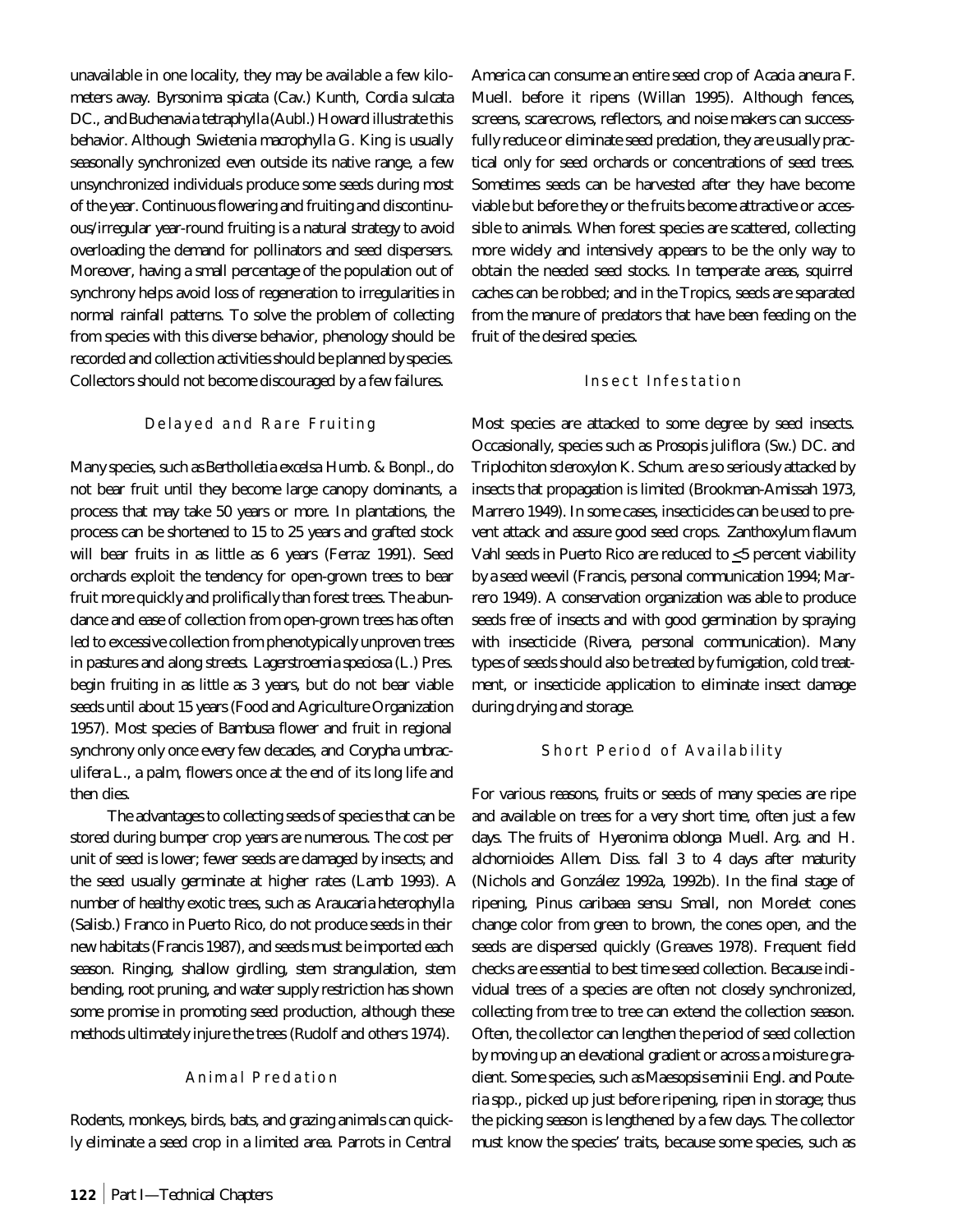unavailable in one locality, they may be available a few kilometers away. *Byrsonima spicata* (Cav.) Kunth, *Cordia sulcata* DC., and *Buchenavia tetraphylla* (Aubl.) Howard illustrate this behavior. Although *Swietenia macrophylla* G. King is usually seasonally synchronized even outside its native range, a few unsynchronized individuals produce some seeds during most of the year. Continuous flowering and fruiting and discontinuous/irregular year-round fruiting is a natural strategy to avoid overloading the demand for pollinators and seed dispersers. Moreover, having a small percentage of the population out of synchrony helps avoid loss of regeneration to irregularities in normal rainfall patterns. To solve the problem of collecting from species with this diverse behavior, phenology should be recorded and collection activities should be planned by species. Collectors should not become discouraged by a few failures.

### Delayed and Rare Fruiting

Many species, such as *Bertholletia excelsa* Humb. & Bonpl., do not bear fruit until they become large canopy dominants, a process that may take 50 years or more. In plantations, the process can be shortened to 15 to 25 years and grafted stock will bear fruits in as little as 6 years (Ferraz 1991). Seed orchards exploit the tendency for open-grown trees to bear fruit more quickly and prolifically than forest trees. The abundance and ease of collection from open-grown trees has often led to excessive collection from phenotypically unproven trees in pastures and along streets. *Lagerstroemia speciosa* (L.) Pres. begin fruiting in as little as 3 years, but do not bear viable seeds until about 15 years (Food and Agriculture Organization 1957). Most species of *Bambusa* flower and fruit in regional synchrony only once every few decades, and *Corypha umbraculifera* L., a palm, flowers once at the end of its long life and then dies.

The advantages to collecting seeds of species that can be stored during bumper crop years are numerous. The cost per unit of seed is lower; fewer seeds are damaged by insects; and the seed usually germinate at higher rates (Lamb 1993). A number of healthy exotic trees, such as *Araucaria heterophylla* (Salisb.) Franco in Puerto Rico, do not produce seeds in their new habitats (Francis 1987), and seeds must be imported each season. Ringing, shallow girdling, stem strangulation, stem bending, root pruning, and water supply restriction has shown some promise in promoting seed production, although these methods ultimately injure the trees (Rudolf and others 1974).

### Animal Predation

Rodents, monkeys, birds, bats, and grazing animals can quickly eliminate a seed crop in a limited area. Parrots in Central America can consume an entire seed crop of *Acacia aneura* F. Muell. before it ripens (Willan 1995). Although fences, screens, scarecrows, reflectors, and noise makers can successfully reduce or eliminate seed predation, they are usually practical only for seed orchards or concentrations of seed trees. Sometimes seeds can be harvested after they have become viable but before they or the fruits become attractive or accessible to animals. When forest species are scattered, collecting more widely and intensively appears to be the only way to obtain the needed seed stocks. In temperate areas, squirrel caches can be robbed; and in the Tropics, seeds are separated from the manure of predators that have been feeding on the fruit of the desired species.

### Insect Infestation

Most species are attacked to some degree by seed insects. Occasionally, species such as *Prosopis juliflora* (Sw.) DC. and *Triplochiton scleroxylon* K. Schum. are so seriously attacked by insects that propagation is limited (Brookman-Amissah 1973, Marrero 1949). In some cases, insecticides can be used to prevent attack and assure good seed crops. *Zanthoxylum flavum* Vahl seeds in Puerto Rico are reduced to ≤5 percent viability by a seed weevil (Francis, personal communication 1994; Marrero 1949). A conservation organization was able to produce seeds free of insects and with good germination by spraying with insecticide (Rivera, personal communication). Many types of seeds should also be treated by fumigation, cold treatment, or insecticide application to eliminate insect damage during drying and storage.

### Short Period of Availability

For various reasons, fruits or seeds of many species are ripe and available on trees for a very short time, often just a few days. The fruits of *Hyeronima oblonga* Muell. Arg. and *H. alchornioides* Allem. Diss. fall 3 to 4 days after maturity (Nichols and González 1992a, 1992b). In the final stage of ripening, *Pinus caribaea* sensu Small, non Morelet cones change color from green to brown, the cones open, and the seeds are dispersed quickly (Greaves 1978). Frequent field checks are essential to best time seed collection. Because individual trees of a species are often not closely synchronized, collecting from tree to tree can extend the collection season. Often, the collector can lengthen the period of seed collection by moving up an elevational gradient or across a moisture gradient. Some species, such as *Maesopsis eminii* Engl. and *Pouteria* spp., picked up just before ripening, ripen in storage; thus the picking season is lengthened by a few days. The collector must know the species' traits, because some species, such as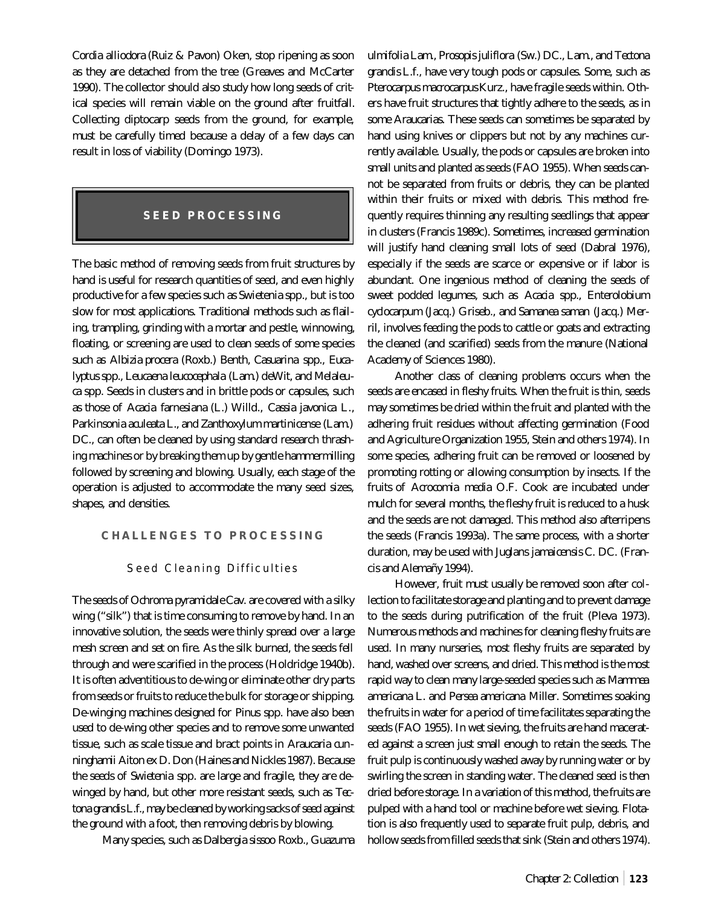*Cordia alliodora* (Ruiz & Pavon) Oken, stop ripening as soon as they are detached from the tree (Greaves and McCarter 1990). The collector should also study how long seeds of critical species will remain viable on the ground after fruitfall. Collecting diptocarp seeds from the ground, for example, must be carefully timed because a delay of a few days can result in loss of viability (Domingo 1973).

## SEED PROCESSING

The basic method of removing seeds from fruit structures by hand is useful for research quantities of seed, and even highly productive for a few species such as *Swietenia* spp., but is too slow for most applications. Traditional methods such as flailing, trampling, grinding with a mortar and pestle, winnowing, floating, or screening are used to clean seeds of some species such as *Albizia procera* (Roxb.) Benth, *Casuarina* spp., *Eucalyptus* spp., *Leucaena leucocephala* (Lam.) deWit, and *Melaleuca* spp. Seeds in clusters and in brittle pods or capsules, such as those of *Acacia farnesiana* (L.) Willd., *Cassia javonica* L., *Parkinsonia aculeata* L., and *Zanthoxylum martinicense* (Lam.) DC., can often be cleaned by using standard research thrashing machines or by breaking them up by gentle hammermilling followed by screening and blowing. Usually, each stage of the operation is adjusted to accommodate the many seed sizes, shapes, and densities.

### CHALLENGES TO PROCESSING

#### Seed Cleaning Difficulties

The seeds of *Ochroma pyramidale* Cav. are covered with a silky wing ("silk") that is time consuming to remove by hand. In an innovative solution, the seeds were thinly spread over a large mesh screen and set on fire. As the silk burned, the seeds fell through and were scarified in the process (Holdridge 1940b). It is often adventitious to de-wing or eliminate other dry parts from seeds or fruits to reduce the bulk for storage or shipping. De-winging machines designed for *Pinus* spp. have also been used to de-wing other species and to remove some unwanted tissue, such as scale tissue and bract points in *Araucaria cunninghamii* Aiton ex D. Don (Haines and Nickles 1987). Because the seeds of *Swietenia* spp. are large and fragile, they are de-winged by hand, but other more resistant seeds, such as *Tectona grandis* L.f., may be cleaned by working sacks of seed against the ground with a foot, then removing debris by blowing.

Many species, such as *Dalbergia sissoo* Roxb., *Guazuma ulmifolia* Lam., *Prosopis juliflora* (Sw.) DC., Lam., and *Tectona grandis* L.f., have very tough pods or capsules. Some, such as *Pterocarpus macrocarpus* Kurz., have fragile seeds within. Others have fruit structures that tightly adhere to the seeds, as in some Araucarias. These seeds can sometimes be separated by hand using knives or clippers but not by any machines currently available. Usually, the pods or capsules are broken into small units and planted as seeds (FAO 1955). When seeds cannot be separated from fruits or debris, they can be planted within their fruits or mixed with debris. This method frequently requires thinning any resulting seedlings that appear in clusters (Francis 1989c). Sometimes, increased germination will justify hand cleaning small lots of seed (Dabral 1976), especially if the seeds are scarce or expensive or if labor is abundant. One ingenious method of cleaning the seeds of sweet podded legumes, such as *Acacia* spp., *Enterolobium cyclocarpum* (Jacq.) Griseb., and *Samanea saman* (Jacq.) Merril, involves feeding the pods to cattle or goats and extracting the cleaned (and scarified) seeds from the manure (National Academy of Sciences 1980).

Another class of cleaning problems occurs when the seeds are encased in fleshy fruits. When the fruit is thin, seeds may sometimes be dried within the fruit and planted with the adhering fruit residues without affecting germination (Food and Agriculture Organization 1955, Stein and others 1974). In some species, adhering fruit can be removed or loosened by promoting rotting or allowing consumption by insects. If the fruits of *Acrocomia media* O.F. Cook are incubated under mulch for several months, the fleshy fruit is reduced to a husk and the seeds are not damaged. This method also afterripens the seeds (Francis 1993a). The same process, with a shorter duration, may be used with *Juglans jamaicensis* C. DC. (Francis and Alemañy 1994).

However, fruit must usually be removed soon after collection to facilitate storage and planting and to prevent damage to the seeds during putrification of the fruit (Pleva 1973). Numerous methods and machines for cleaning fleshy fruits are used. In many nurseries, most fleshy fruits are separated by hand, washed over screens, and dried. This method is the most rapid way to clean many large-seeded species such as *Mammea americana* L. and *Persea americana* Miller. Sometimes soaking the fruits in water for a period of time facilitates separating the seeds (FAO 1955). In wet sieving, the fruits are hand macerated against a screen just small enough to retain the seeds. The fruit pulp is continuously washed away by running water or by swirling the screen in standing water. The cleaned seed is then dried before storage. In a variation of this method, the fruits are pulped with a hand tool or machine before wet sieving. Flotation is also frequently used to separate fruit pulp, debris, and hollow seeds from filled seeds that sink (Stein and others 1974).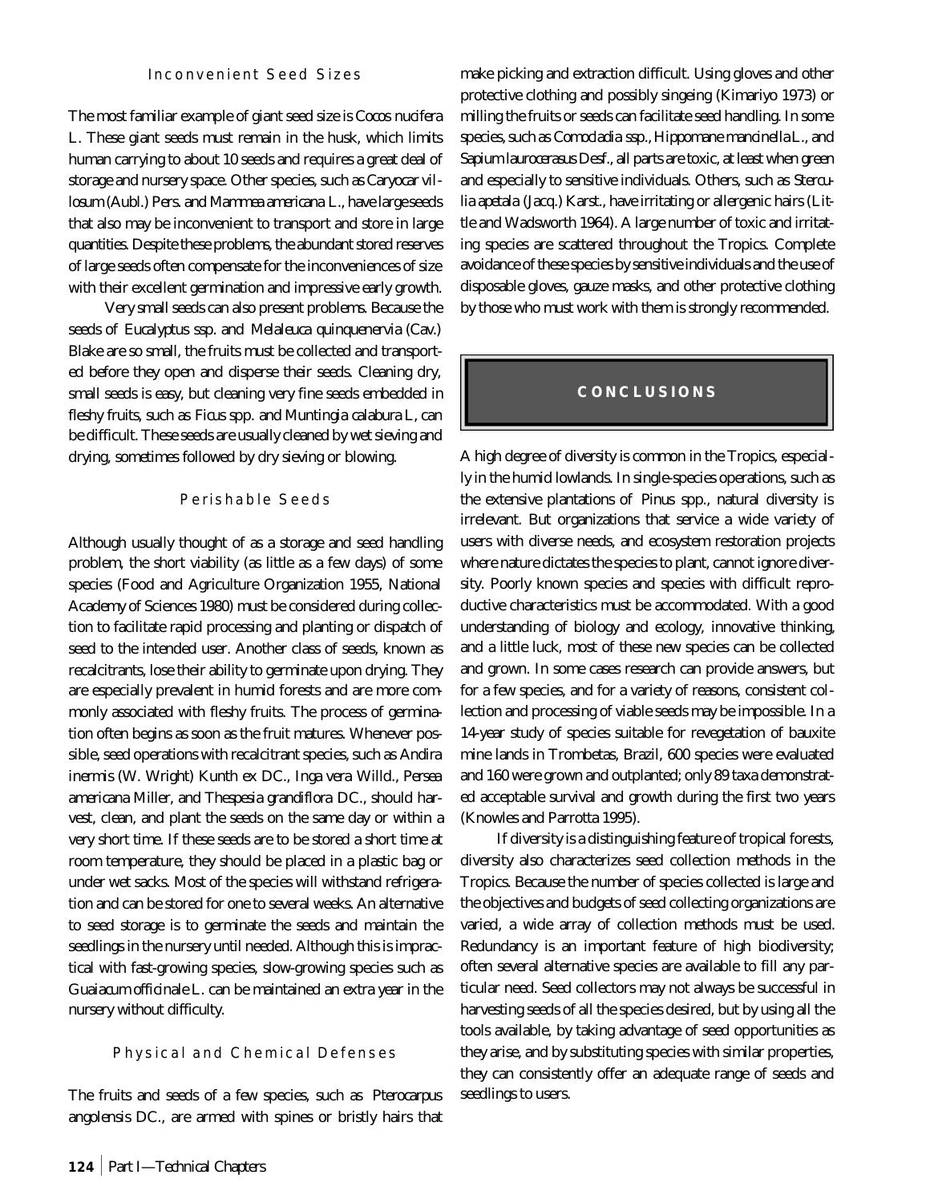### Inconvenient Seed Sizes

The most familiar example of giant seed size is *Cocos nucifera* L. These giant seeds must remain in the husk, which limits human carrying to about 10 seeds and requires a great deal of storage and nursery space. Other species, such as *Caryocar villosum* (Aubl.) Pers. and *Mammea americana* L., have large seeds that also may be inconvenient to transport and store in large quantities. Despite these problems, the abundant stored reserves of large seeds often compensate for the inconveniences of size with their excellent germination and impressive early growth.

Very small seeds can also present problems. Because the seeds of *Eucalyptus* ssp. and *Melaleuca quinquenervia* (Cav.) Blake are so small, the fruits must be collected and transported before they open and disperse their seeds. Cleaning dry, small seeds is easy, but cleaning very fine seeds embedded in fleshy fruits, such as *Ficus* spp. and *Muntingia calabura* L, can be difficult. These seeds are usually cleaned by wet sieving and drying, sometimes followed by dry sieving or blowing.

### Perishable Seeds

Although usually thought of as a storage and seed handling problem, the short viability (as little as a few days) of some species (Food and Agriculture Organization 1955, National Academy of Sciences 1980) must be considered during collection to facilitate rapid processing and planting or dispatch of seed to the intended user. Another class of seeds, known as recalcitrants, lose their ability to germinate upon drying. They are especially prevalent in humid forests and are more commonly associated with fleshy fruits. The process of germination often begins as soon as the fruit matures. Whenever possible, seed operations with recalcitrant species, such as *Andira inermis* (W. Wright) Kunth ex DC., *Inga vera* Willd., *Persea americana* Miller, and *Thespesia grandiflora* DC., should harvest, clean, and plant the seeds on the same day or within a very short time. If these seeds are to be stored a short time at room temperature, they should be placed in a plastic bag or under wet sacks. Most of the species will withstand refrigeration and can be stored for one to several weeks. An alternative to seed storage is to germinate the seeds and maintain the seedlings in the nursery until needed. Although this is impractical with fast-growing species, slow-growing species such as *Guaiacum officinale* L. can be maintained an extra year in the nursery without difficulty.

### Physical and Chemical Defenses

The fruits and seeds of a few species, such as *Pterocarpus angolensis* DC., are armed with spines or bristly hairs that make picking and extraction difficult. Using gloves and other protective clothing and possibly singeing (Kimariyo 1973) or milling the fruits or seeds can facilitate seed handling. In some species, such as *Comocladia* ssp., *Hippomane mancinella* L., and *Sapium laurocerasus* Desf., all parts are toxic, at least when green and especially to sensitive individuals. Others, such as *Sterculia apetala* (Jacq.) Karst., have irritating or allergenic hairs (Little and Wadsworth 1964). A large number of toxic and irritating species are scattered throughout the Tropics. Complete avoidance of these species by sensitive individuals and the use of disposable gloves, gauze masks, and other protective clothing by those who must work with them is strongly recommended.

## CONCLUSIONS

A high degree of diversity is common in the Tropics, especially in the humid lowlands. In single-species operations, such as the extensive plantations of *Pinus* spp., natural diversity is irrelevant. But organizations that service a wide variety of users with diverse needs, and ecosystem restoration projects where nature dictates the species to plant, cannot ignore diversity. Poorly known species and species with difficult reproductive characteristics must be accommodated. With a good understanding of biology and ecology, innovative thinking, and a little luck, most of these new species can be collected and grown. In some cases research can provide answers, but for a few species, and for a variety of reasons, consistent collection and processing of viable seeds may be impossible. In a 14-year study of species suitable for revegetation of bauxite mine lands in Trombetas, Brazil, 600 species were evaluated and 160 were grown and outplanted; only 89 taxa demonstrated acceptable survival and growth during the first two years (Knowles and Parrotta 1995).

If diversity is a distinguishing feature of tropical forests, diversity also characterizes seed collection methods in the Tropics. Because the number of species collected is large and the objectives and budgets of seed collecting organizations are varied, a wide array of collection methods must be used. Redundancy is an important feature of high biodiversity; often several alternative species are available to fill any particular need. Seed collectors may not always be successful in harvesting seeds of all the species desired, but by using all the tools available, by taking advantage of seed opportunities as they arise, and by substituting species with similar properties, they can consistently offer an adequate range of seeds and seedlings to users.